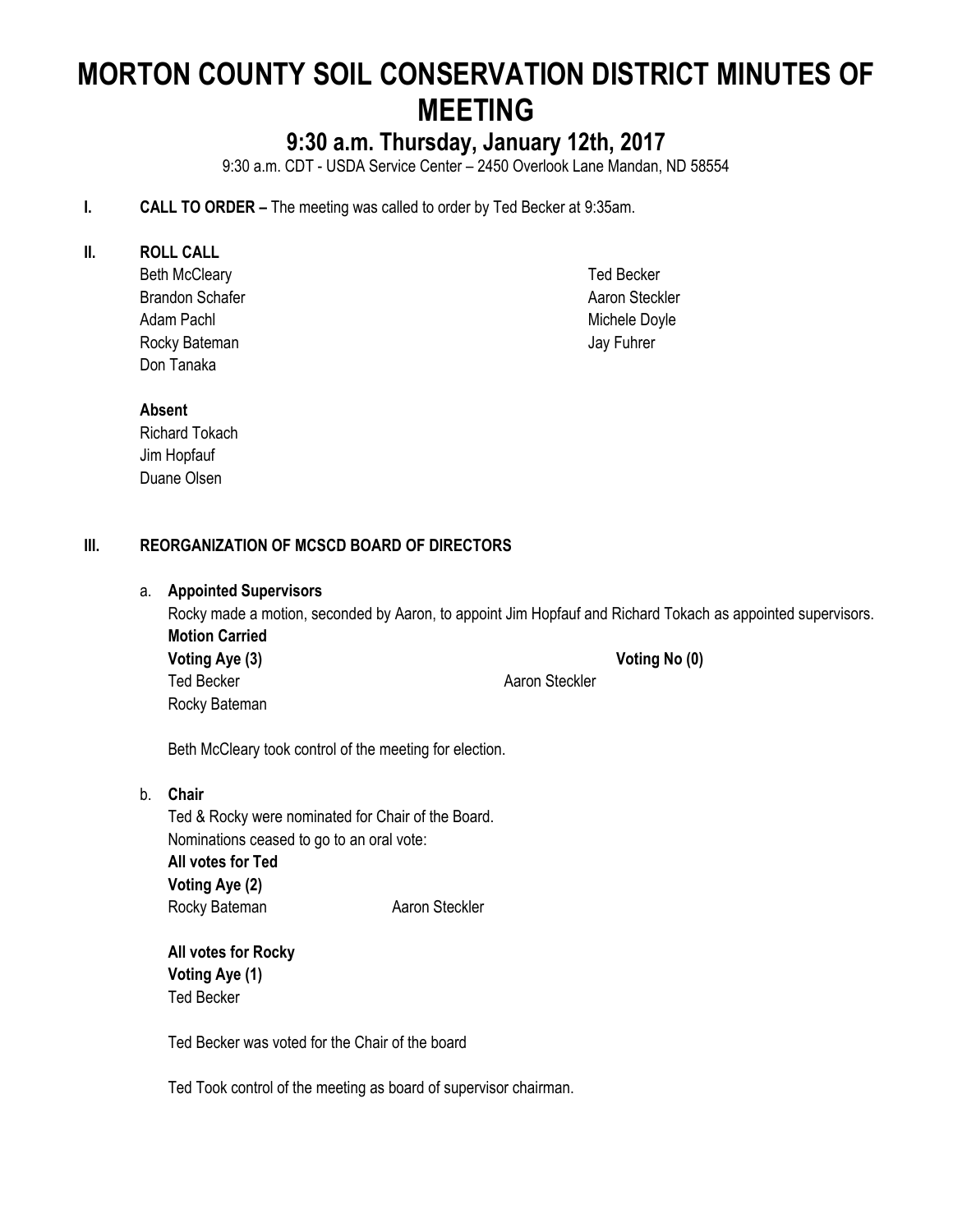# MORTON COUNTY SOIL CONSERVATION DISTRICT MINUTES OF MEETING

## 9:30 a.m. Thursday, January 12th, 2017

9:30 a.m. CDT - USDA Service Center – 2450 Overlook Lane Mandan, ND 58554

**I. CALL TO ORDER –** The meeting was called to order by Ted Becker at 9:35am.

**II. ROLL CALL**

Beth McCleary
Brandon Schafer
Adam Pachl
Rocky Bateman
Don Tanaka
Ted Becker
Aaron Steckler
Michele Doyle
Jay Fuhrer

**Absent**

Richard Tokach
Jim Hopfauf
Duane Olsen

**III. REORGANIZATION OF MCSCD BOARD OF DIRECTORS**

a. **Appointed Supervisors**

Rocky made a motion, seconded by Aaron, to appoint Jim Hopfauf and Richard Tokach as appointed supervisors.

**Motion Carried**

**Voting Aye (3)**
Ted Becker
Aaron Steckler
Rocky Bateman

**Voting No (0)**

Beth McCleary took control of the meeting for election.

b. **Chair**

Ted & Rocky were nominated for Chair of the Board.
Nominations ceased to go to an oral vote:

**All votes for Ted**
**Voting Aye (2)**
Rocky Bateman
Aaron Steckler

**All votes for Rocky**
**Voting Aye (1)**
Ted Becker

Ted Becker was voted for the Chair of the board

Ted Took control of the meeting as board of supervisor chairman.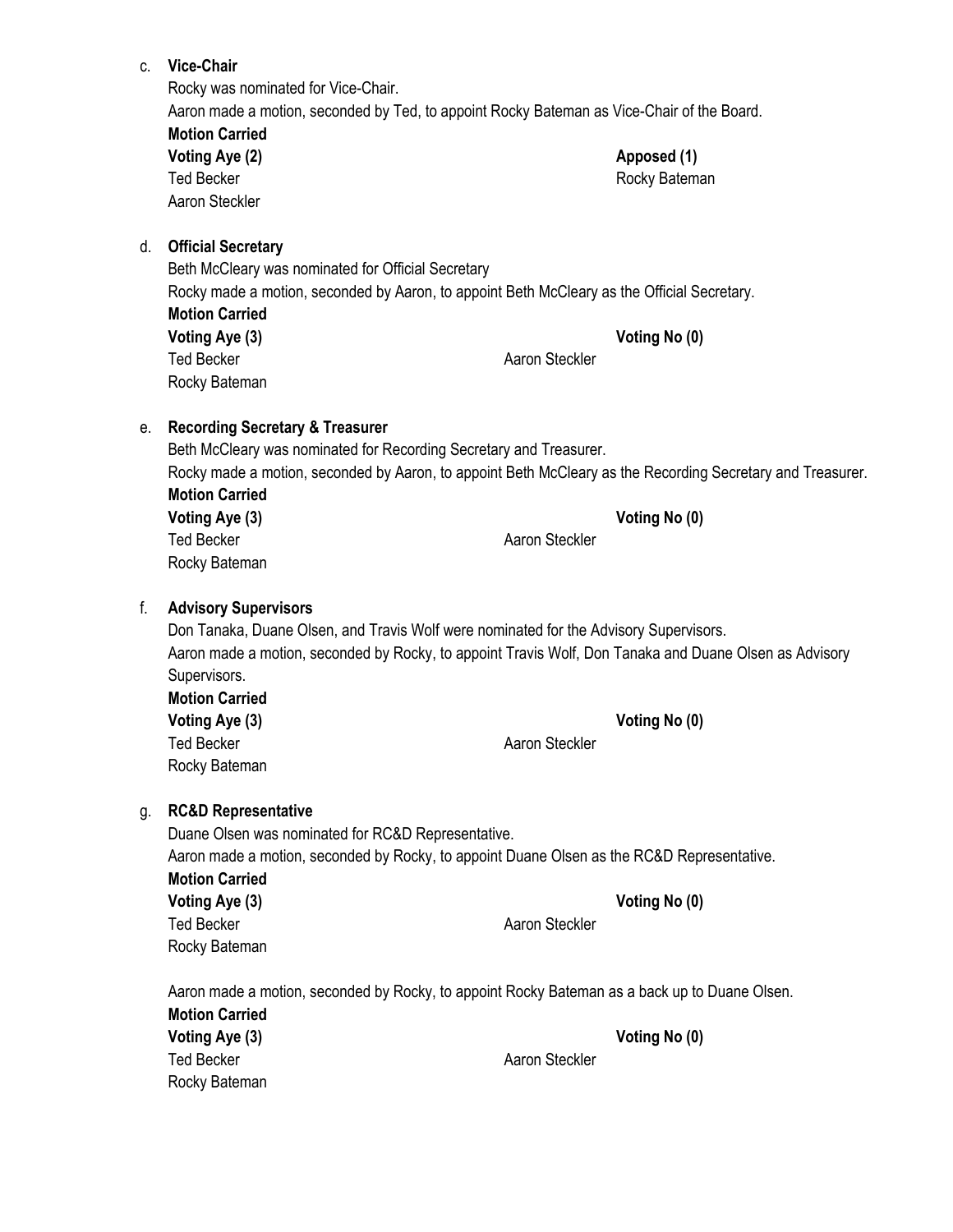c. **Vice-Chair**

Rocky was nominated for Vice-Chair.

Aaron made a motion, seconded by Ted, to appoint Rocky Bateman as Vice-Chair of the Board.

**Motion Carried**

**Voting Aye (2)**
Ted Becker
Aaron Steckler

**Apposed (1)**
Rocky Bateman

d. **Official Secretary**

Beth McCleary was nominated for Official Secretary

Rocky made a motion, seconded by Aaron, to appoint Beth McCleary as the Official Secretary.

**Motion Carried**

**Voting Aye (3)**
Ted Becker
Rocky Bateman
Aaron Steckler

**Voting No (0)**

e. **Recording Secretary & Treasurer**

Beth McCleary was nominated for Recording Secretary and Treasurer.

Rocky made a motion, seconded by Aaron, to appoint Beth McCleary as the Recording Secretary and Treasurer.

**Motion Carried**

**Voting Aye (3)**
Ted Becker
Rocky Bateman
Aaron Steckler

**Voting No (0)**

f. **Advisory Supervisors**

Don Tanaka, Duane Olsen, and Travis Wolf were nominated for the Advisory Supervisors.

Aaron made a motion, seconded by Rocky, to appoint Travis Wolf, Don Tanaka and Duane Olsen as Advisory Supervisors.

**Motion Carried**

**Voting Aye (3)**
Ted Becker
Rocky Bateman
Aaron Steckler

**Voting No (0)**

g. **RC&D Representative**

Duane Olsen was nominated for RC&D Representative.

Aaron made a motion, seconded by Rocky, to appoint Duane Olsen as the RC&D Representative.

**Motion Carried**

**Voting Aye (3)**
Ted Becker
Rocky Bateman
Aaron Steckler

**Voting No (0)**

Aaron made a motion, seconded by Rocky, to appoint Rocky Bateman as a back up to Duane Olsen.

**Motion Carried**

**Voting Aye (3)**
Ted Becker
Rocky Bateman
Aaron Steckler

**Voting No (0)**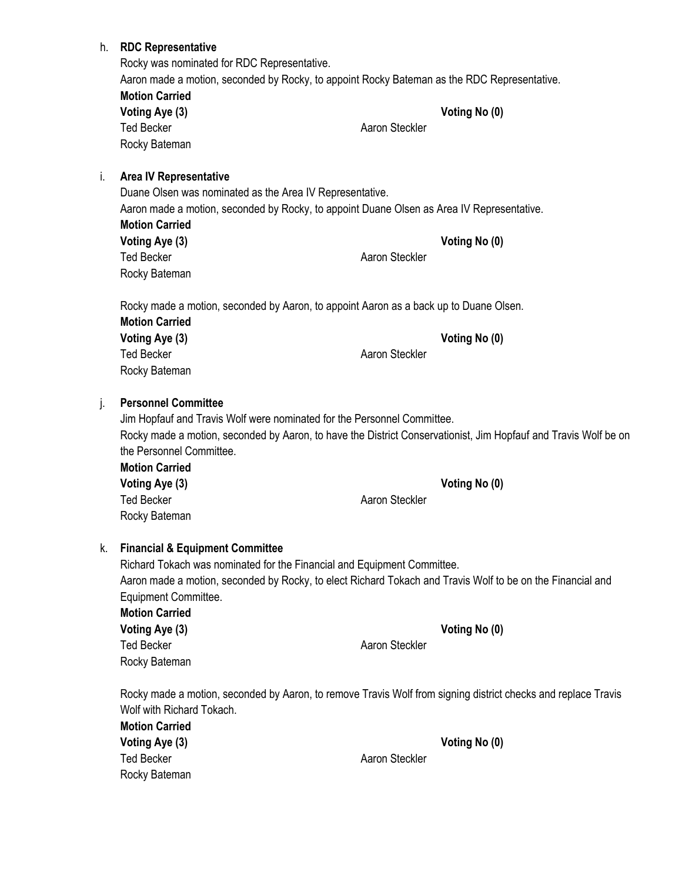h. **RDC Representative**

Rocky was nominated for RDC Representative.
Aaron made a motion, seconded by Rocky, to appoint Rocky Bateman as the RDC Representative.
**Motion Carried**

| **Voting Aye (3)** | | **Voting No (0)** |
|---|---|---|
| Ted Becker | Aaron Steckler | |
| Rocky Bateman | | |

i. **Area IV Representative**

Duane Olsen was nominated as the Area IV Representative.
Aaron made a motion, seconded by Rocky, to appoint Duane Olsen as Area IV Representative.
**Motion Carried**

| **Voting Aye (3)** | | **Voting No (0)** |
|---|---|---|
| Ted Becker | Aaron Steckler | |
| Rocky Bateman | | |

Rocky made a motion, seconded by Aaron, to appoint Aaron as a back up to Duane Olsen.
**Motion Carried**

| **Voting Aye (3)** | | **Voting No (0)** |
|---|---|---|
| Ted Becker | Aaron Steckler | |
| Rocky Bateman | | |

j. **Personnel Committee**

Jim Hopfauf and Travis Wolf were nominated for the Personnel Committee.
Rocky made a motion, seconded by Aaron, to have the District Conservationist, Jim Hopfauf and Travis Wolf be on the Personnel Committee.
**Motion Carried**

| **Voting Aye (3)** | | **Voting No (0)** |
|---|---|---|
| Ted Becker | Aaron Steckler | |
| Rocky Bateman | | |

k. **Financial & Equipment Committee**

Richard Tokach was nominated for the Financial and Equipment Committee.
Aaron made a motion, seconded by Rocky, to elect Richard Tokach and Travis Wolf to be on the Financial and Equipment Committee.
**Motion Carried**

| **Voting Aye (3)** | | **Voting No (0)** |
|---|---|---|
| Ted Becker | Aaron Steckler | |
| Rocky Bateman | | |

Rocky made a motion, seconded by Aaron, to remove Travis Wolf from signing district checks and replace Travis Wolf with Richard Tokach.
**Motion Carried**

| **Voting Aye (3)** | | **Voting No (0)** |
|---|---|---|
| Ted Becker | Aaron Steckler | |
| Rocky Bateman | | |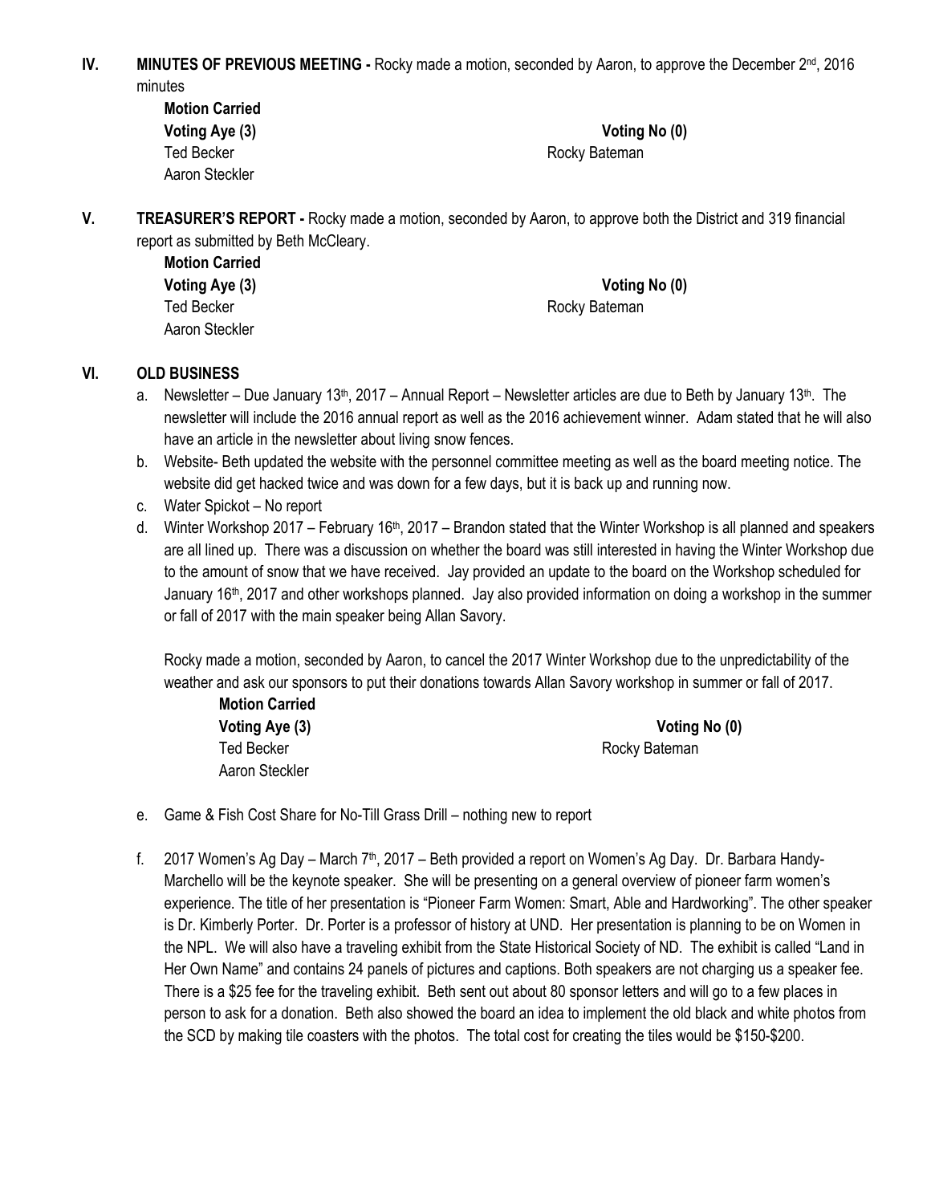**IV. MINUTES OF PREVIOUS MEETING -** Rocky made a motion, seconded by Aaron, to approve the December 2nd, 2016 minutes

**Motion Carried**

| **Voting Aye (3)** | **Voting No (0)** |
|---|---|
| Ted Becker | Rocky Bateman |
| Aaron Steckler | |

**V. TREASURER'S REPORT -** Rocky made a motion, seconded by Aaron, to approve both the District and 319 financial report as submitted by Beth McCleary.

**Motion Carried**

| **Voting Aye (3)** | **Voting No (0)** |
|---|---|
| Ted Becker | Rocky Bateman |
| Aaron Steckler | |

**VI. OLD BUSINESS**

a. Newsletter – Due January 13th, 2017 – Annual Report – Newsletter articles are due to Beth by January 13th. The newsletter will include the 2016 annual report as well as the 2016 achievement winner. Adam stated that he will also have an article in the newsletter about living snow fences.

b. Website- Beth updated the website with the personnel committee meeting as well as the board meeting notice. The website did get hacked twice and was down for a few days, but it is back up and running now.

c. Water Spickot – No report

d. Winter Workshop 2017 – February 16th, 2017 – Brandon stated that the Winter Workshop is all planned and speakers are all lined up. There was a discussion on whether the board was still interested in having the Winter Workshop due to the amount of snow that we have received. Jay provided an update to the board on the Workshop scheduled for January 16th, 2017 and other workshops planned. Jay also provided information on doing a workshop in the summer or fall of 2017 with the main speaker being Allan Savory.

Rocky made a motion, seconded by Aaron, to cancel the 2017 Winter Workshop due to the unpredictability of the weather and ask our sponsors to put their donations towards Allan Savory workshop in summer or fall of 2017.

**Motion Carried**

| **Voting Aye (3)** | **Voting No (0)** |
|---|---|
| Ted Becker | Rocky Bateman |
| Aaron Steckler | |

e. Game & Fish Cost Share for No-Till Grass Drill – nothing new to report

f. 2017 Women's Ag Day – March 7th, 2017 – Beth provided a report on Women's Ag Day. Dr. Barbara Handy-Marchello will be the keynote speaker. She will be presenting on a general overview of pioneer farm women's experience. The title of her presentation is "Pioneer Farm Women: Smart, Able and Hardworking". The other speaker is Dr. Kimberly Porter. Dr. Porter is a professor of history at UND. Her presentation is planning to be on Women in the NPL. We will also have a traveling exhibit from the State Historical Society of ND. The exhibit is called "Land in Her Own Name" and contains 24 panels of pictures and captions. Both speakers are not charging us a speaker fee. There is a $25 fee for the traveling exhibit. Beth sent out about 80 sponsor letters and will go to a few places in person to ask for a donation. Beth also showed the board an idea to implement the old black and white photos from the SCD by making tile coasters with the photos. The total cost for creating the tiles would be $150-$200.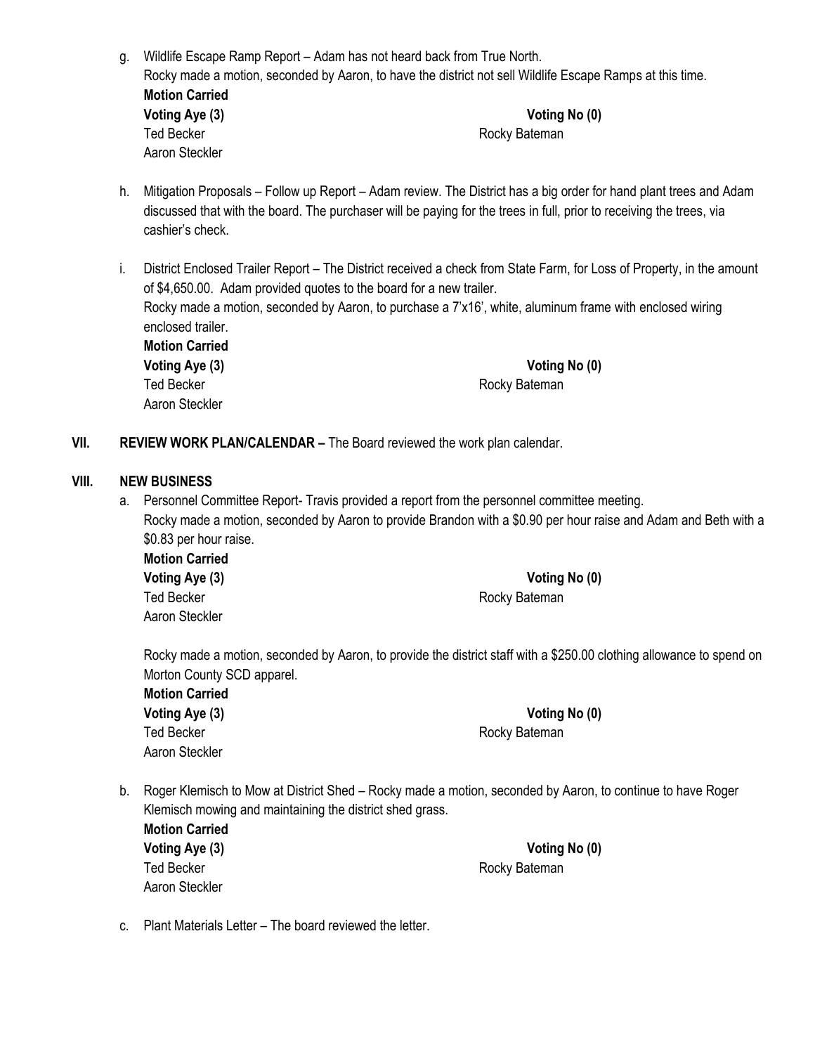g. Wildlife Escape Ramp Report – Adam has not heard back from True North.
   Rocky made a motion, seconded by Aaron, to have the district not sell Wildlife Escape Ramps at this time.
   **Motion Carried**

| **Voting Aye (3)** | **Voting No (0)** |
|---|---|
| Ted Becker | Rocky Bateman |
| Aaron Steckler | |

h. Mitigation Proposals – Follow up Report – Adam review. The District has a big order for hand plant trees and Adam discussed that with the board. The purchaser will be paying for the trees in full, prior to receiving the trees, via cashier's check.

i. District Enclosed Trailer Report – The District received a check from State Farm, for Loss of Property, in the amount of $4,650.00. Adam provided quotes to the board for a new trailer.
   Rocky made a motion, seconded by Aaron, to purchase a 7'x16', white, aluminum frame with enclosed wiring enclosed trailer.
   **Motion Carried**

| **Voting Aye (3)** | **Voting No (0)** |
|---|---|
| Ted Becker | Rocky Bateman |
| Aaron Steckler | |

**VII. REVIEW WORK PLAN/CALENDAR –** The Board reviewed the work plan calendar.

**VIII. NEW BUSINESS**

a. Personnel Committee Report- Travis provided a report from the personnel committee meeting.
   Rocky made a motion, seconded by Aaron to provide Brandon with a $0.90 per hour raise and Adam and Beth with a $0.83 per hour raise.
   **Motion Carried**

| **Voting Aye (3)** | **Voting No (0)** |
|---|---|
| Ted Becker | Rocky Bateman |
| Aaron Steckler | |

   Rocky made a motion, seconded by Aaron, to provide the district staff with a $250.00 clothing allowance to spend on Morton County SCD apparel.
   **Motion Carried**

| **Voting Aye (3)** | **Voting No (0)** |
|---|---|
| Ted Becker | Rocky Bateman |
| Aaron Steckler | |

b. Roger Klemisch to Mow at District Shed – Rocky made a motion, seconded by Aaron, to continue to have Roger Klemisch mowing and maintaining the district shed grass.
   **Motion Carried**

| **Voting Aye (3)** | **Voting No (0)** |
|---|---|
| Ted Becker | Rocky Bateman |
| Aaron Steckler | |

c. Plant Materials Letter – The board reviewed the letter.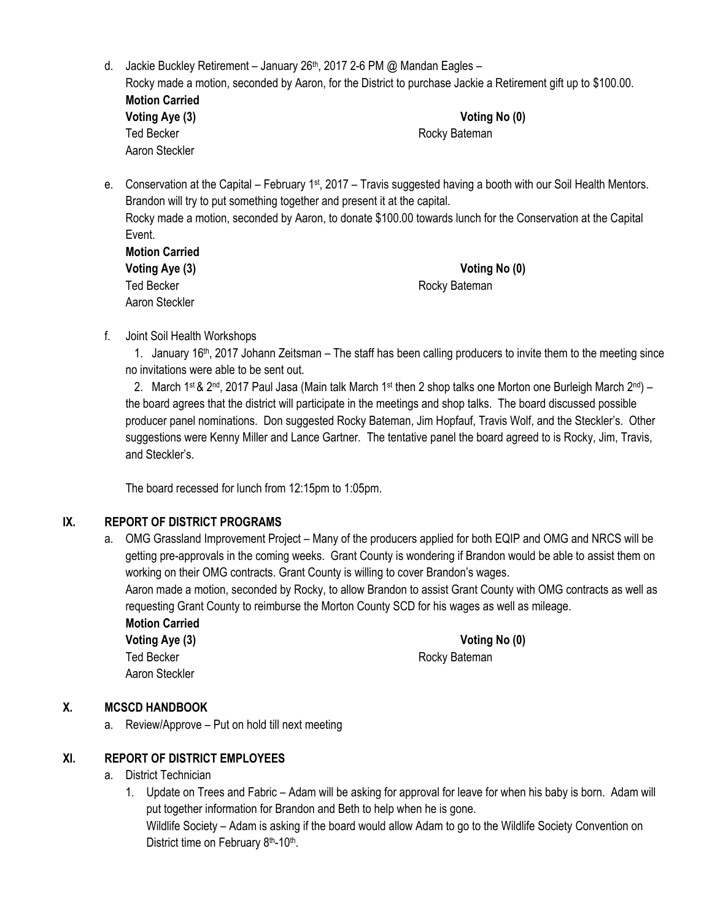d. Jackie Buckley Retirement – January 26th, 2017 2-6 PM @ Mandan Eagles –
   Rocky made a motion, seconded by Aaron, for the District to purchase Jackie a Retirement gift up to $100.00.
   **Motion Carried**

   | **Voting Aye (3)** | **Voting No (0)** |
   | --- | --- |
   | Ted Becker | Rocky Bateman |
   | Aaron Steckler | |

e. Conservation at the Capital – February 1st, 2017 – Travis suggested having a booth with our Soil Health Mentors. Brandon will try to put something together and present it at the capital.
   Rocky made a motion, seconded by Aaron, to donate $100.00 towards lunch for the Conservation at the Capital Event.
   **Motion Carried**

   | **Voting Aye (3)** | **Voting No (0)** |
   | --- | --- |
   | Ted Becker | Rocky Bateman |
   | Aaron Steckler | |

f. Joint Soil Health Workshops

   1. January 16th, 2017 Johann Zeitsman – The staff has been calling producers to invite them to the meeting since no invitations were able to be sent out.
   2. March 1st & 2nd, 2017 Paul Jasa (Main talk March 1st then 2 shop talks one Morton one Burleigh March 2nd) – the board agrees that the district will participate in the meetings and shop talks. The board discussed possible producer panel nominations. Don suggested Rocky Bateman, Jim Hopfauf, Travis Wolf, and the Steckler's. Other suggestions were Kenny Miller and Lance Gartner. The tentative panel the board agreed to is Rocky, Jim, Travis, and Steckler's.

   The board recessed for lunch from 12:15pm to 1:05pm.

## IX. REPORT OF DISTRICT PROGRAMS

a. OMG Grassland Improvement Project – Many of the producers applied for both EQIP and OMG and NRCS will be getting pre-approvals in the coming weeks. Grant County is wondering if Brandon would be able to assist them on working on their OMG contracts. Grant County is willing to cover Brandon's wages.
   Aaron made a motion, seconded by Rocky, to allow Brandon to assist Grant County with OMG contracts as well as requesting Grant County to reimburse the Morton County SCD for his wages as well as mileage.
   **Motion Carried**

   | **Voting Aye (3)** | **Voting No (0)** |
   | --- | --- |
   | Ted Becker | Rocky Bateman |
   | Aaron Steckler | |

## X. MCSCD HANDBOOK

a. Review/Approve – Put on hold till next meeting

## XI. REPORT OF DISTRICT EMPLOYEES

a. District Technician
   1. Update on Trees and Fabric – Adam will be asking for approval for leave for when his baby is born. Adam will put together information for Brandon and Beth to help when he is gone.
      Wildlife Society – Adam is asking if the board would allow Adam to go to the Wildlife Society Convention on District time on February 8th-10th.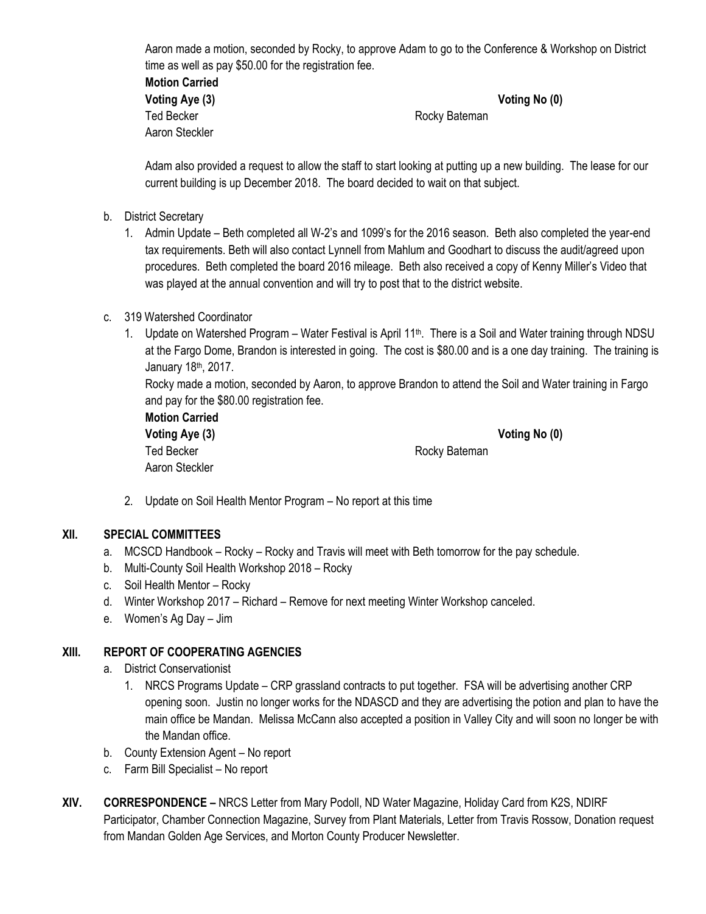Aaron made a motion, seconded by Rocky, to approve Adam to go to the Conference & Workshop on District time as well as pay $50.00 for the registration fee.

**Motion Carried**

| **Voting Aye (3)** | **Voting No (0)** |
| --- | --- |
| Ted Becker | |
| Rocky Bateman | |
| Aaron Steckler | |

Adam also provided a request to allow the staff to start looking at putting up a new building. The lease for our current building is up December 2018. The board decided to wait on that subject.

b. District Secretary

1. Admin Update – Beth completed all W-2's and 1099's for the 2016 season. Beth also completed the year-end tax requirements. Beth will also contact Lynnell from Mahlum and Goodhart to discuss the audit/agreed upon procedures. Beth completed the board 2016 mileage. Beth also received a copy of Kenny Miller's Video that was played at the annual convention and will try to post that to the district website.

c. 319 Watershed Coordinator

1. Update on Watershed Program – Water Festival is April 11th. There is a Soil and Water training through NDSU at the Fargo Dome, Brandon is interested in going. The cost is $80.00 and is a one day training. The training is January 18th, 2017.

   Rocky made a motion, seconded by Aaron, to approve Brandon to attend the Soil and Water training in Fargo and pay for the $80.00 registration fee.

   **Motion Carried**

   | **Voting Aye (3)** | **Voting No (0)** |
   | --- | --- |
   | Ted Becker | |
   | Rocky Bateman | |
   | Aaron Steckler | |

2. Update on Soil Health Mentor Program – No report at this time

## XII. SPECIAL COMMITTEES

a. MCSCD Handbook – Rocky – Rocky and Travis will meet with Beth tomorrow for the pay schedule.
b. Multi-County Soil Health Workshop 2018 – Rocky
c. Soil Health Mentor – Rocky
d. Winter Workshop 2017 – Richard – Remove for next meeting Winter Workshop canceled.
e. Women's Ag Day – Jim

## XIII. REPORT OF COOPERATING AGENCIES

a. District Conservationist

1. NRCS Programs Update – CRP grassland contracts to put together. FSA will be advertising another CRP opening soon. Justin no longer works for the NDASCD and they are advertising the potion and plan to have the main office be Mandan. Melissa McCann also accepted a position in Valley City and will soon no longer be with the Mandan office.

b. County Extension Agent – No report
c. Farm Bill Specialist – No report

## XIV. CORRESPONDENCE –

NRCS Letter from Mary Podoll, ND Water Magazine, Holiday Card from K2S, NDIRF Participator, Chamber Connection Magazine, Survey from Plant Materials, Letter from Travis Rossow, Donation request from Mandan Golden Age Services, and Morton County Producer Newsletter.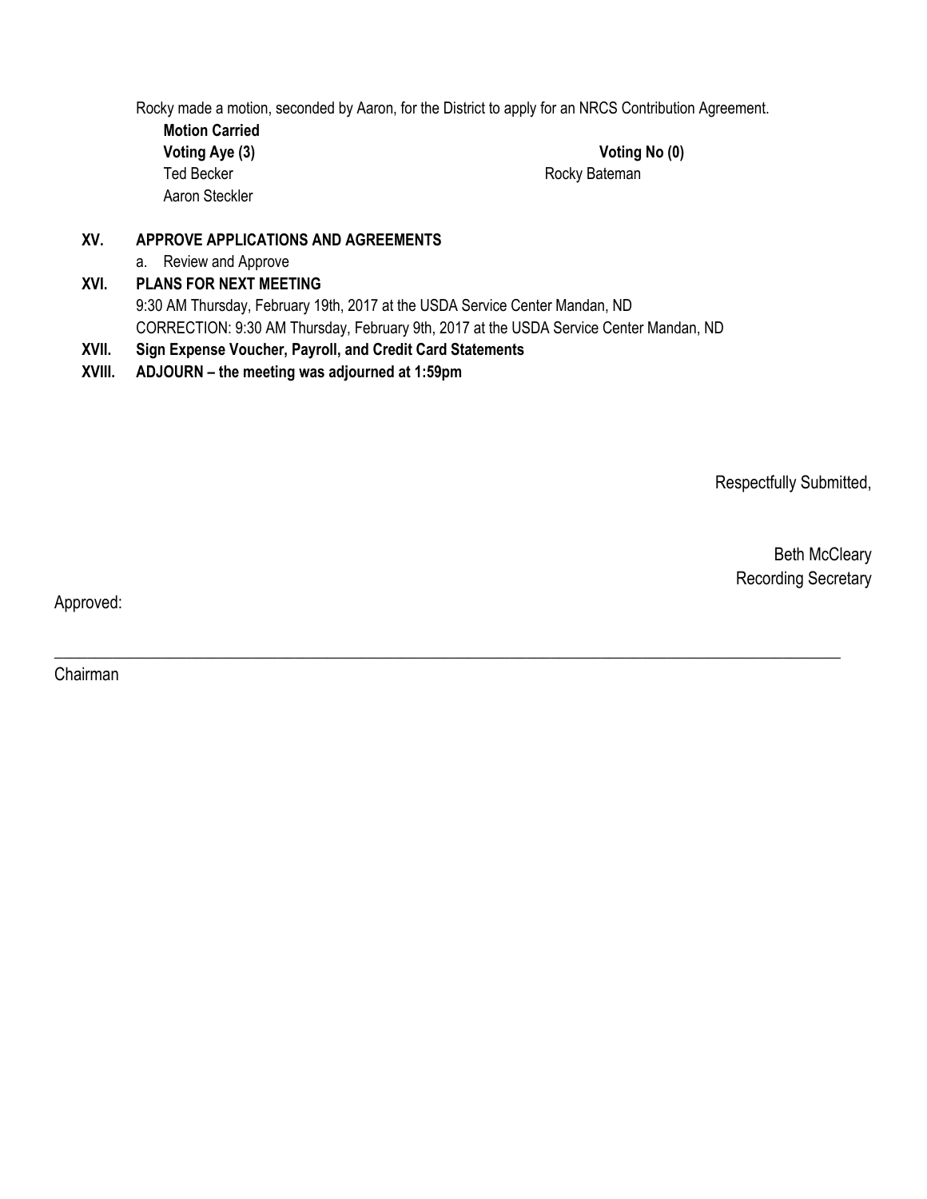Rocky made a motion, seconded by Aaron, for the District to apply for an NRCS Contribution Agreement.

**Motion Carried**

| **Voting Aye (3)** | **Voting No (0)** |
| --- | --- |
| Ted Becker | Rocky Bateman |
| Aaron Steckler | |

**XV. APPROVE APPLICATIONS AND AGREEMENTS**

a. Review and Approve

**XVI. PLANS FOR NEXT MEETING**

9:30 AM Thursday, February 19th, 2017 at the USDA Service Center Mandan, ND

CORRECTION: 9:30 AM Thursday, February 9th, 2017 at the USDA Service Center Mandan, ND

**XVII. Sign Expense Voucher, Payroll, and Credit Card Statements**

**XVIII. ADJOURN – the meeting was adjourned at 1:59pm**

Respectfully Submitted,

Beth McCleary
Recording Secretary

Approved:

\_\_\_\_\_\_\_\_\_\_\_\_\_\_\_\_\_\_\_\_\_\_\_\_\_\_\_\_\_\_\_\_\_\_\_\_\_\_\_\_\_\_\_\_\_\_\_\_

Chairman